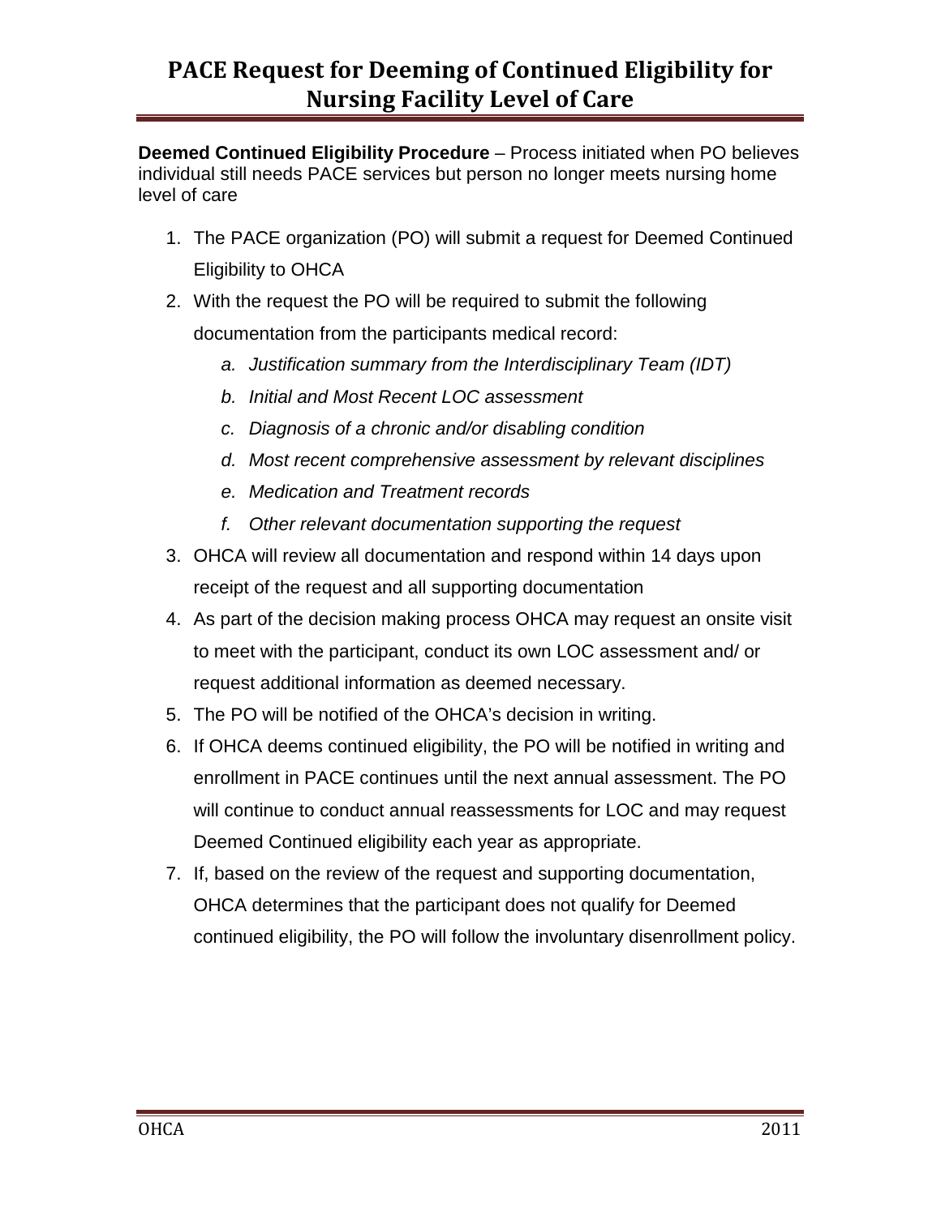# PACE Request for Deeming of Continued Eligibility for Nursing Facility Level of Care

**Deemed Continued Eligibility Procedure** – Process initiated when PO believes individual still needs PACE services but person no longer meets nursing home level of care

1. The PACE organization (PO) will submit a request for Deemed Continued Eligibility to OHCA
2. With the request the PO will be required to submit the following documentation from the participants medical record:
   a. *Justification summary from the Interdisciplinary Team (IDT)*
   b. *Initial and Most Recent LOC assessment*
   c. *Diagnosis of a chronic and/or disabling condition*
   d. *Most recent comprehensive assessment by relevant disciplines*
   e. *Medication and Treatment records*
   f. *Other relevant documentation supporting the request*
3. OHCA will review all documentation and respond within 14 days upon receipt of the request and all supporting documentation
4. As part of the decision making process OHCA may request an onsite visit to meet with the participant, conduct its own LOC assessment and/ or request additional information as deemed necessary.
5. The PO will be notified of the OHCA's decision in writing.
6. If OHCA deems continued eligibility, the PO will be notified in writing and enrollment in PACE continues until the next annual assessment. The PO will continue to conduct annual reassessments for LOC and may request Deemed Continued eligibility each year as appropriate.
7. If, based on the review of the request and supporting documentation, OHCA determines that the participant does not qualify for Deemed continued eligibility, the PO will follow the involuntary disenrollment policy.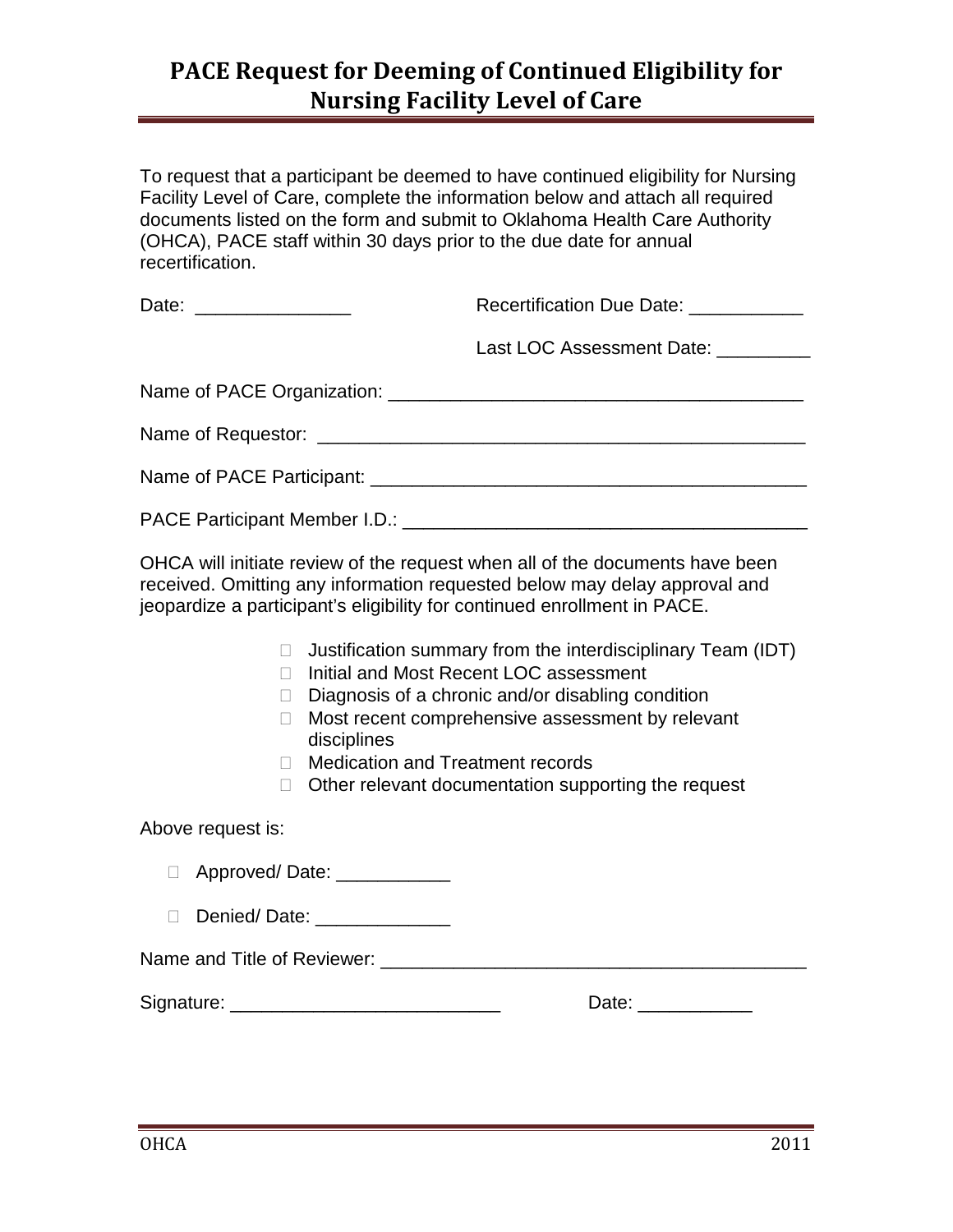# PACE Request for Deeming of Continued Eligibility for Nursing Facility Level of Care

To request that a participant be deemed to have continued eligibility for Nursing Facility Level of Care, complete the information below and attach all required documents listed on the form and submit to Oklahoma Health Care Authority (OHCA), PACE staff within 30 days prior to the due date for annual recertification.

Date: _______________ Recertification Due Date: ___________

Last LOC Assessment Date: _________

Name of PACE Organization: _______________________________________

Name of Requestor: ______________________________________________

Name of PACE Participant: _________________________________________

PACE Participant Member I.D.: ______________________________________

OHCA will initiate review of the request when all of the documents have been received. Omitting any information requested below may delay approval and jeopardize a participant's eligibility for continued enrollment in PACE.

- ☐ Justification summary from the interdisciplinary Team (IDT)
- ☐ Initial and Most Recent LOC assessment
- ☐ Diagnosis of a chronic and/or disabling condition
- ☐ Most recent comprehensive assessment by relevant disciplines
- ☐ Medication and Treatment records
- ☐ Other relevant documentation supporting the request

Above request is:

- ☐ Approved/ Date: ___________
- ☐ Denied/ Date: _____________

Name and Title of Reviewer: _________________________________________

Signature: __________________________ Date: ___________